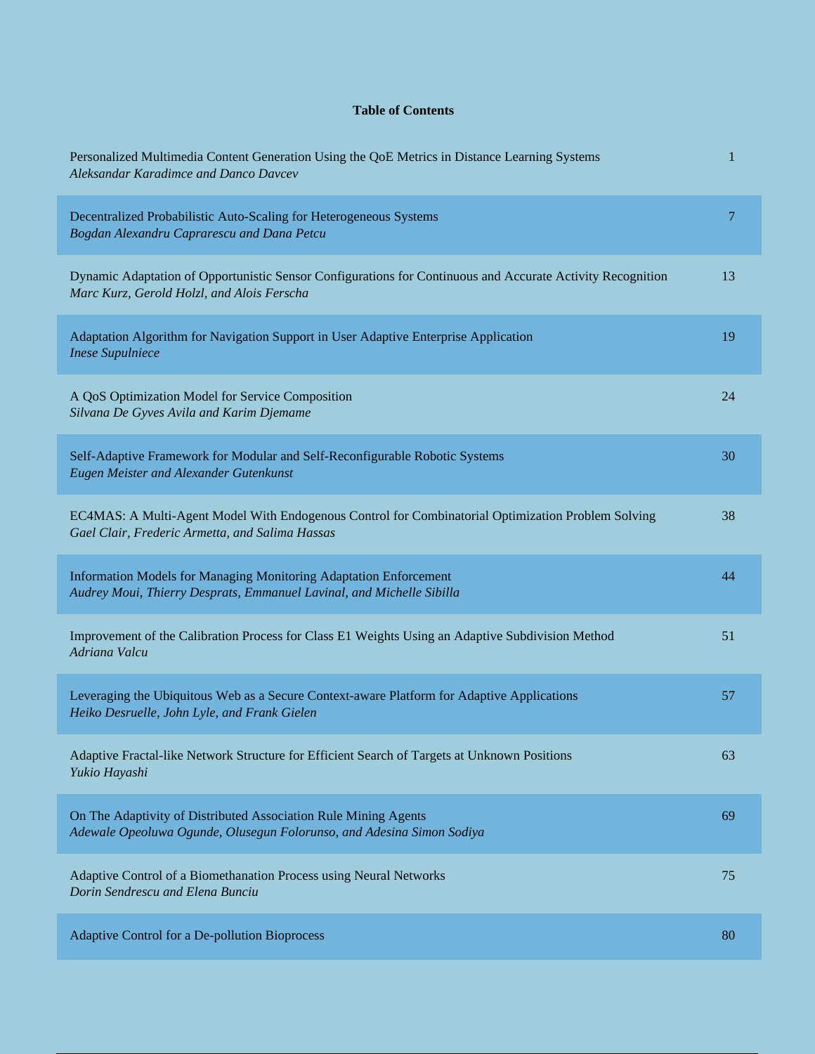**Table of Contents**

| | |
|---|---|
| Personalized Multimedia Content Generation Using the QoE Metrics in Distance Learning Systems<br>*Aleksandar Karadimce and Danco Davcev* | 1 |
| Decentralized Probabilistic Auto-Scaling for Heterogeneous Systems<br>*Bogdan Alexandru Caprarescu and Dana Petcu* | 7 |
| Dynamic Adaptation of Opportunistic Sensor Configurations for Continuous and Accurate Activity Recognition<br>*Marc Kurz, Gerold Holzl, and Alois Ferscha* | 13 |
| Adaptation Algorithm for Navigation Support in User Adaptive Enterprise Application<br>*Inese Supulniece* | 19 |
| A QoS Optimization Model for Service Composition<br>*Silvana De Gyves Avila and Karim Djemame* | 24 |
| Self-Adaptive Framework for Modular and Self-Reconfigurable Robotic Systems<br>*Eugen Meister and Alexander Gutenkunst* | 30 |
| EC4MAS: A Multi-Agent Model With Endogenous Control for Combinatorial Optimization Problem Solving<br>*Gael Clair, Frederic Armetta, and Salima Hassas* | 38 |
| Information Models for Managing Monitoring Adaptation Enforcement<br>*Audrey Moui, Thierry Desprats, Emmanuel Lavinal, and Michelle Sibilla* | 44 |
| Improvement of the Calibration Process for Class E1 Weights Using an Adaptive Subdivision Method<br>*Adriana Valcu* | 51 |
| Leveraging the Ubiquitous Web as a Secure Context-aware Platform for Adaptive Applications<br>*Heiko Desruelle, John Lyle, and Frank Gielen* | 57 |
| Adaptive Fractal-like Network Structure for Efficient Search of Targets at Unknown Positions<br>*Yukio Hayashi* | 63 |
| On The Adaptivity of Distributed Association Rule Mining Agents<br>*Adewale Opeoluwa Ogunde, Olusegun Folorunso, and Adesina Simon Sodiya* | 69 |
| Adaptive Control of a Biomethanation Process using Neural Networks<br>*Dorin Sendrescu and Elena Bunciu* | 75 |
| Adaptive Control for a De-pollution Bioprocess | 80 |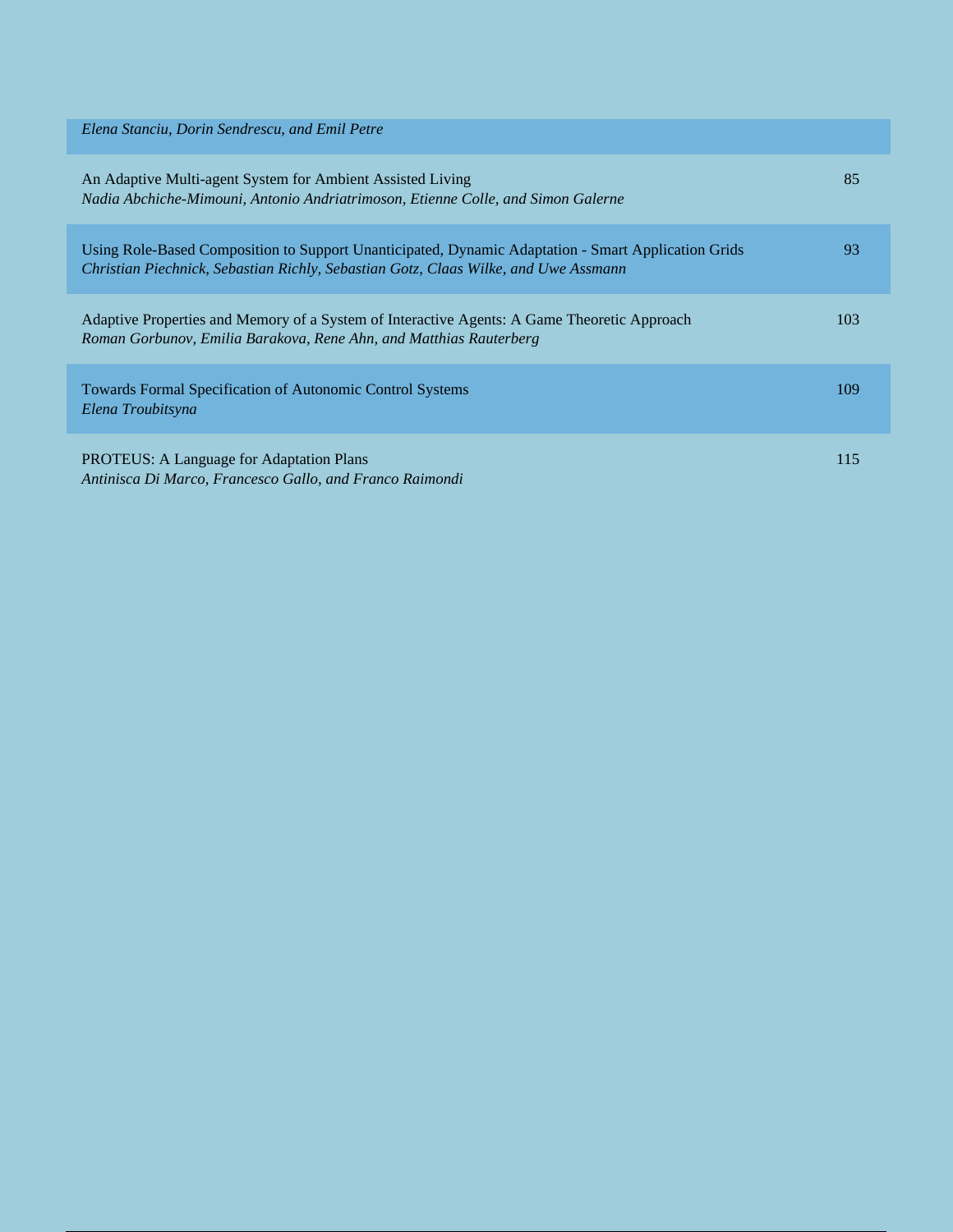*Elena Stanciu, Dorin Sendrescu, and Emil Petre*

An Adaptive Multi-agent System for Ambient Assisted Living — 85
*Nadia Abchiche-Mimouni, Antonio Andriatrimoson, Etienne Colle, and Simon Galerne*

Using Role-Based Composition to Support Unanticipated, Dynamic Adaptation - Smart Application Grids — 93
*Christian Piechnick, Sebastian Richly, Sebastian Gotz, Claas Wilke, and Uwe Assmann*

Adaptive Properties and Memory of a System of Interactive Agents: A Game Theoretic Approach — 103
*Roman Gorbunov, Emilia Barakova, Rene Ahn, and Matthias Rauterberg*

Towards Formal Specification of Autonomic Control Systems — 109
*Elena Troubitsyna*

PROTEUS: A Language for Adaptation Plans — 115
*Antinisca Di Marco, Francesco Gallo, and Franco Raimondi*